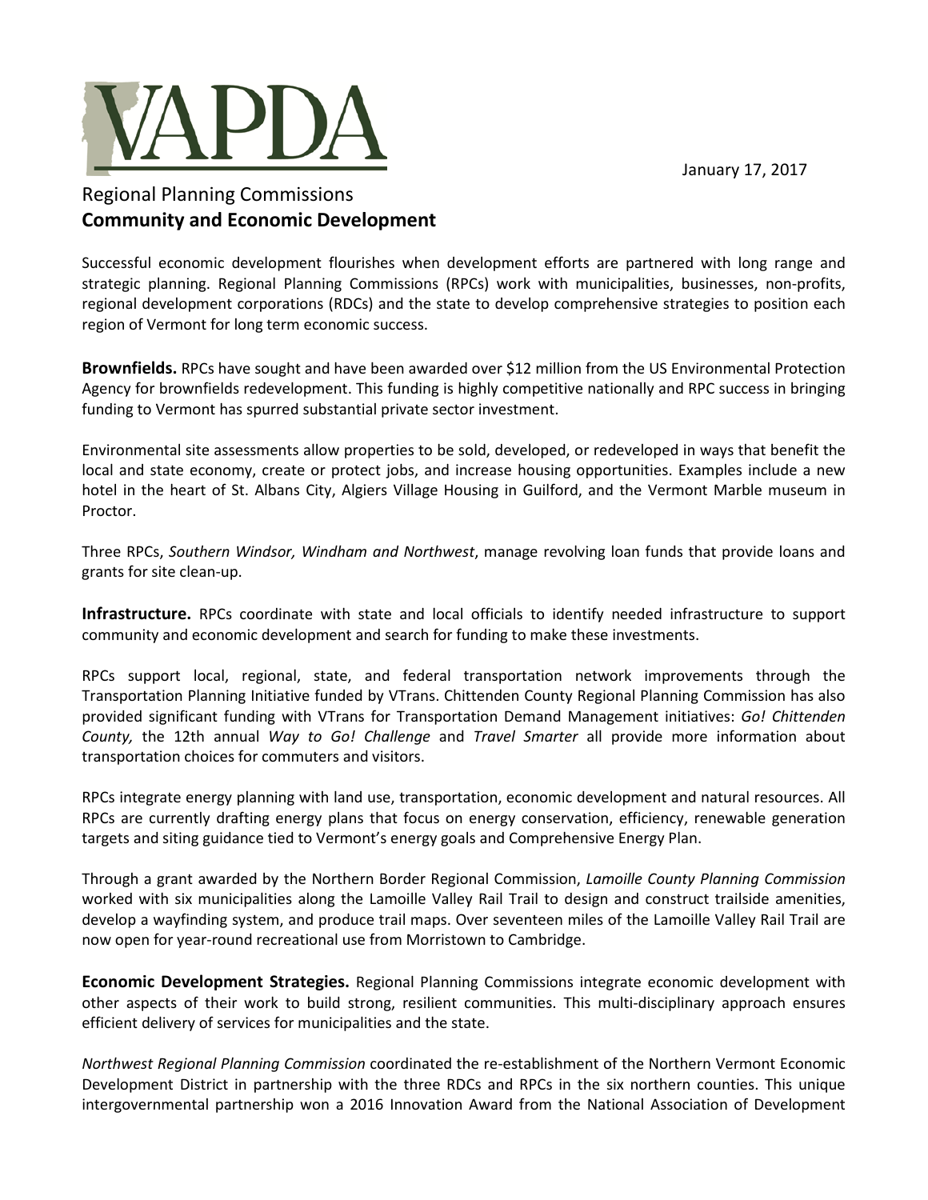VAPDA

January 17, 2017

Regional Planning Commissions
## Community and Economic Development

Successful economic development flourishes when development efforts are partnered with long range and strategic planning. Regional Planning Commissions (RPCs) work with municipalities, businesses, non-profits, regional development corporations (RDCs) and the state to develop comprehensive strategies to position each region of Vermont for long term economic success.

**Brownfields.** RPCs have sought and have been awarded over $12 million from the US Environmental Protection Agency for brownfields redevelopment. This funding is highly competitive nationally and RPC success in bringing funding to Vermont has spurred substantial private sector investment.

Environmental site assessments allow properties to be sold, developed, or redeveloped in ways that benefit the local and state economy, create or protect jobs, and increase housing opportunities. Examples include a new hotel in the heart of St. Albans City, Algiers Village Housing in Guilford, and the Vermont Marble museum in Proctor.

Three RPCs, *Southern Windsor, Windham and Northwest*, manage revolving loan funds that provide loans and grants for site clean-up.

**Infrastructure.** RPCs coordinate with state and local officials to identify needed infrastructure to support community and economic development and search for funding to make these investments.

RPCs support local, regional, state, and federal transportation network improvements through the Transportation Planning Initiative funded by VTrans. Chittenden County Regional Planning Commission has also provided significant funding with VTrans for Transportation Demand Management initiatives: *Go! Chittenden County,* the 12th annual *Way to Go! Challenge* and *Travel Smarter* all provide more information about transportation choices for commuters and visitors.

RPCs integrate energy planning with land use, transportation, economic development and natural resources. All RPCs are currently drafting energy plans that focus on energy conservation, efficiency, renewable generation targets and siting guidance tied to Vermont's energy goals and Comprehensive Energy Plan.

Through a grant awarded by the Northern Border Regional Commission, *Lamoille County Planning Commission* worked with six municipalities along the Lamoille Valley Rail Trail to design and construct trailside amenities, develop a wayfinding system, and produce trail maps. Over seventeen miles of the Lamoille Valley Rail Trail are now open for year-round recreational use from Morristown to Cambridge.

**Economic Development Strategies.** Regional Planning Commissions integrate economic development with other aspects of their work to build strong, resilient communities. This multi-disciplinary approach ensures efficient delivery of services for municipalities and the state.

*Northwest Regional Planning Commission* coordinated the re-establishment of the Northern Vermont Economic Development District in partnership with the three RDCs and RPCs in the six northern counties. This unique intergovernmental partnership won a 2016 Innovation Award from the National Association of Development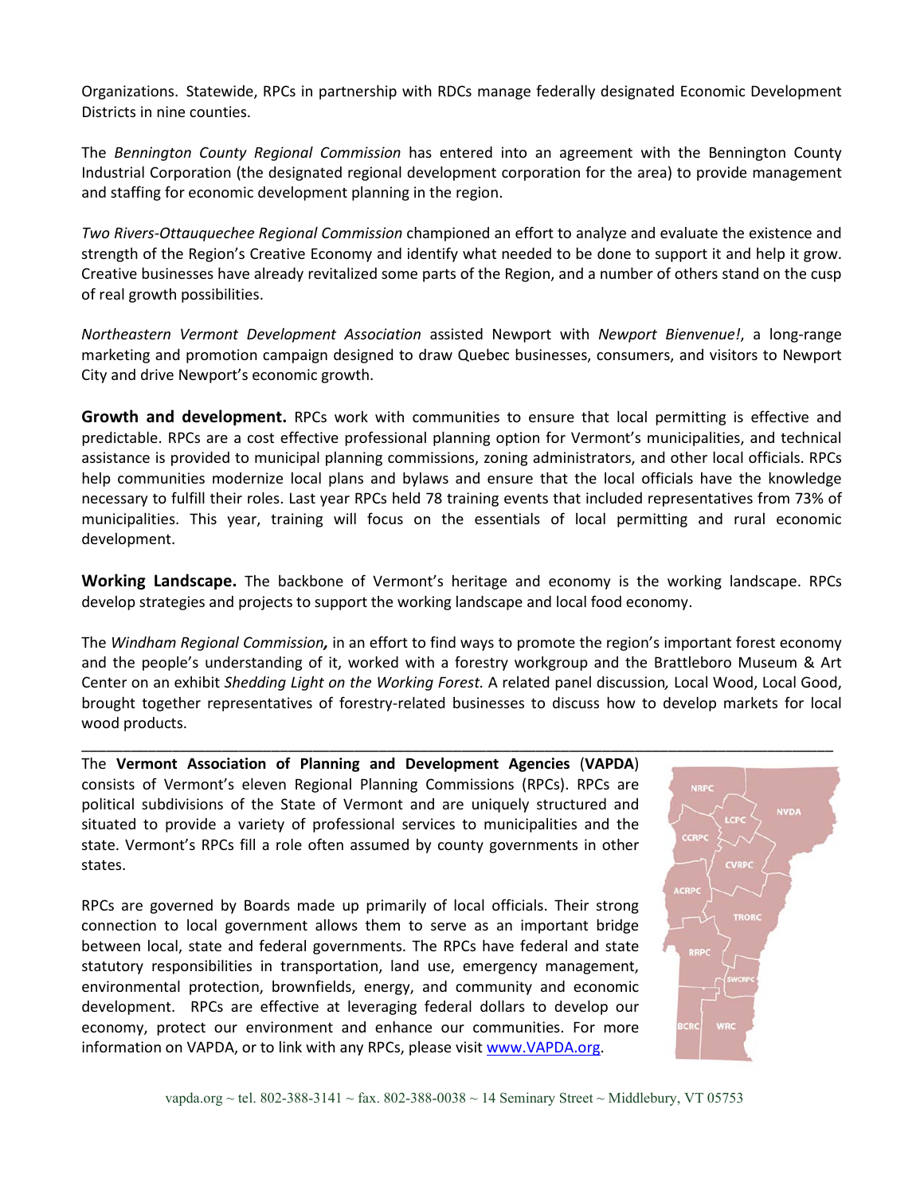Organizations. Statewide, RPCs in partnership with RDCs manage federally designated Economic Development Districts in nine counties.

The *Bennington County Regional Commission* has entered into an agreement with the Bennington County Industrial Corporation (the designated regional development corporation for the area) to provide management and staffing for economic development planning in the region.

*Two Rivers-Ottauquechee Regional Commission* championed an effort to analyze and evaluate the existence and strength of the Region's Creative Economy and identify what needed to be done to support it and help it grow. Creative businesses have already revitalized some parts of the Region, and a number of others stand on the cusp of real growth possibilities.

*Northeastern Vermont Development Association* assisted Newport with *Newport Bienvenue!*, a long-range marketing and promotion campaign designed to draw Quebec businesses, consumers, and visitors to Newport City and drive Newport's economic growth.

**Growth and development.** RPCs work with communities to ensure that local permitting is effective and predictable. RPCs are a cost effective professional planning option for Vermont's municipalities, and technical assistance is provided to municipal planning commissions, zoning administrators, and other local officials. RPCs help communities modernize local plans and bylaws and ensure that the local officials have the knowledge necessary to fulfill their roles. Last year RPCs held 78 training events that included representatives from 73% of municipalities. This year, training will focus on the essentials of local permitting and rural economic development.

**Working Landscape.** The backbone of Vermont's heritage and economy is the working landscape. RPCs develop strategies and projects to support the working landscape and local food economy.

The *Windham Regional Commission,* in an effort to find ways to promote the region's important forest economy and the people's understanding of it, worked with a forestry workgroup and the Brattleboro Museum & Art Center on an exhibit *Shedding Light on the Working Forest.* A related panel discussion*,* Local Wood, Local Good, brought together representatives of forestry-related businesses to discuss how to develop markets for local wood products.

---

The **Vermont Association of Planning and Development Agencies** (**VAPDA**) consists of Vermont's eleven Regional Planning Commissions (RPCs). RPCs are political subdivisions of the State of Vermont and are uniquely structured and situated to provide a variety of professional services to municipalities and the state. Vermont's RPCs fill a role often assumed by county governments in other states.

RPCs are governed by Boards made up primarily of local officials. Their strong connection to local government allows them to serve as an important bridge between local, state and federal governments. The RPCs have federal and state statutory responsibilities in transportation, land use, emergency management, environmental protection, brownfields, energy, and community and economic development. RPCs are effective at leveraging federal dollars to develop our economy, protect our environment and enhance our communities. For more information on VAPDA, or to link with any RPCs, please visit www.VAPDA.org.

NRPC
NVDA
LCPC
CCRPC
CVRPC
ACRPC
TRORC
RRPC
SWCRPC
BCRC
WRC

vapda.org ~ tel. 802-388-3141 ~ fax. 802-388-0038 ~ 14 Seminary Street ~ Middlebury, VT 05753